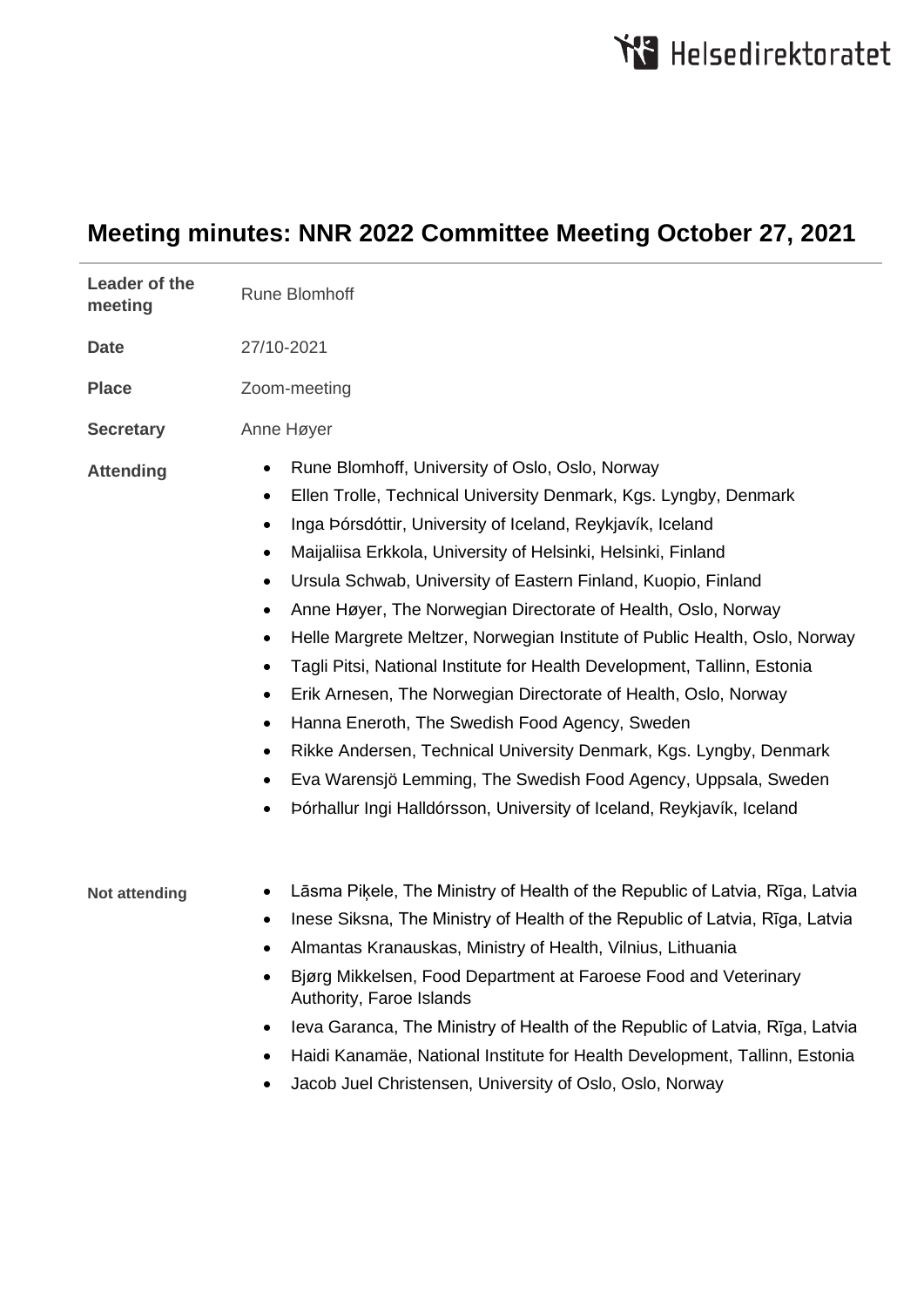# Meeting minutes: NNR 2022 Committee Meeting October 27, 2021

| | |
|---|---|
| **Leader of the meeting** | Rune Blomhoff |
| **Date** | 27/10-2021 |
| **Place** | Zoom-meeting |
| **Secretary** | Anne Høyer |

**Attending**

- Rune Blomhoff, University of Oslo, Oslo, Norway
- Ellen Trolle, Technical University Denmark, Kgs. Lyngby, Denmark
- Inga Þórsdóttir, University of Iceland, Reykjavík, Iceland
- Maijaliisa Erkkola, University of Helsinki, Helsinki, Finland
- Ursula Schwab, University of Eastern Finland, Kuopio, Finland
- Anne Høyer, The Norwegian Directorate of Health, Oslo, Norway
- Helle Margrete Meltzer, Norwegian Institute of Public Health, Oslo, Norway
- Tagli Pitsi, National Institute for Health Development, Tallinn, Estonia
- Erik Arnesen, The Norwegian Directorate of Health, Oslo, Norway
- Hanna Eneroth, The Swedish Food Agency, Sweden
- Rikke Andersen, Technical University Denmark, Kgs. Lyngby, Denmark
- Eva Warensjö Lemming, The Swedish Food Agency, Uppsala, Sweden
- Þórhallur Ingi Halldórsson, University of Iceland, Reykjavík, Iceland

**Not attending**

- Lāsma Piķele, The Ministry of Health of the Republic of Latvia, Rīga, Latvia
- Inese Siksna, The Ministry of Health of the Republic of Latvia, Rīga, Latvia
- Almantas Kranauskas, Ministry of Health, Vilnius, Lithuania
- Bjørg Mikkelsen, Food Department at Faroese Food and Veterinary Authority, Faroe Islands
- Ieva Garanca, The Ministry of Health of the Republic of Latvia, Rīga, Latvia
- Haidi Kanamäe, National Institute for Health Development, Tallinn, Estonia
- Jacob Juel Christensen, University of Oslo, Oslo, Norway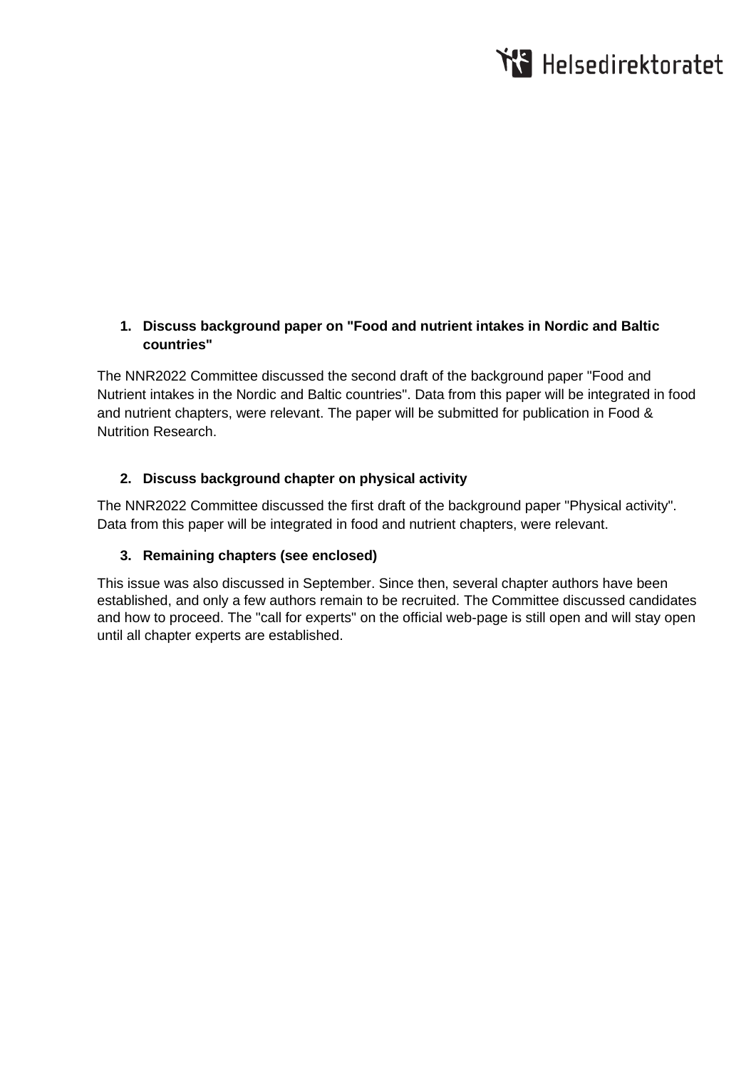1. **Discuss background paper on "Food and nutrient intakes in Nordic and Baltic countries"**

The NNR2022 Committee discussed the second draft of the background paper "Food and Nutrient intakes in the Nordic and Baltic countries". Data from this paper will be integrated in food and nutrient chapters, were relevant. The paper will be submitted for publication in Food & Nutrition Research.

2. **Discuss background chapter on physical activity**

The NNR2022 Committee discussed the first draft of the background paper "Physical activity". Data from this paper will be integrated in food and nutrient chapters, were relevant.

3. **Remaining chapters (see enclosed)**

This issue was also discussed in September. Since then, several chapter authors have been established, and only a few authors remain to be recruited. The Committee discussed candidates and how to proceed. The "call for experts" on the official web-page is still open and will stay open until all chapter experts are established.